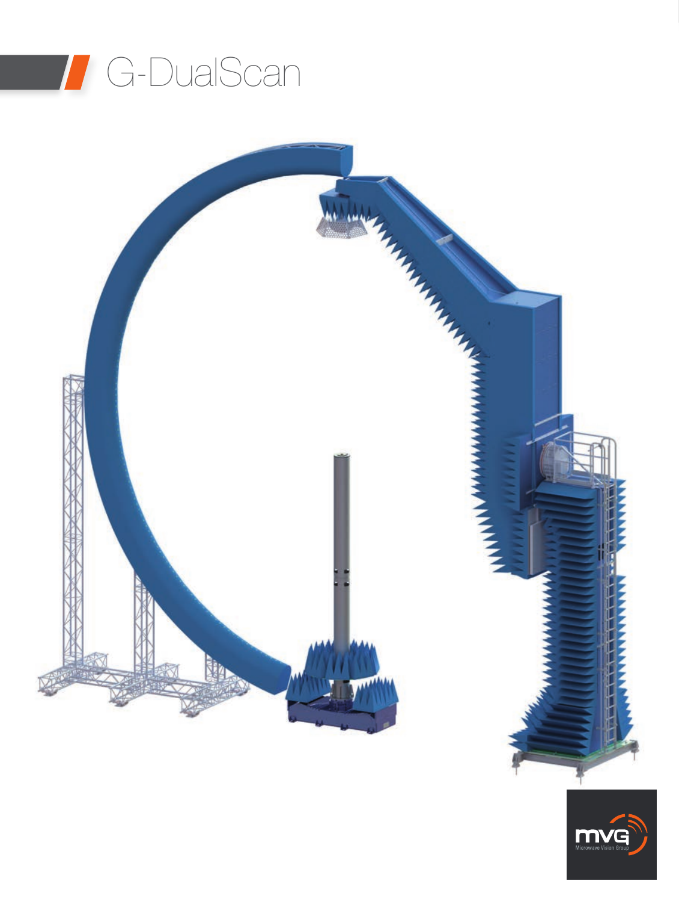# G-DualScan

MVG
Microwave Vision Group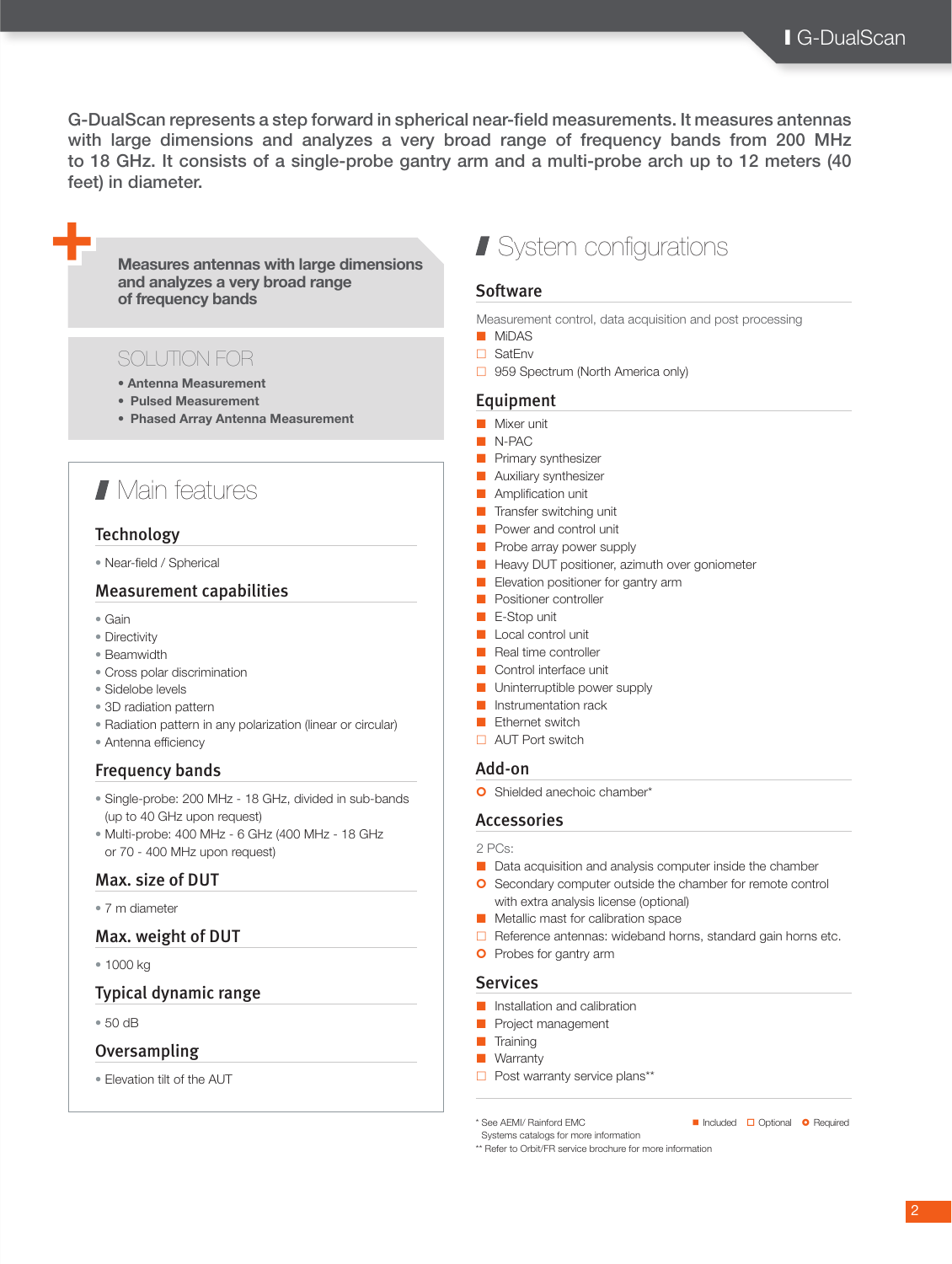G-DualScan represents a step forward in spherical near-field measurements. It measures antennas with large dimensions and analyzes a very broad range of frequency bands from 200 MHz to 18 GHz. It consists of a single-probe gantry arm and a multi-probe arch up to 12 meters (40 feet) in diameter.

**Measures antennas with large dimensions and analyzes a very broad range of frequency bands**

SOLUTION FOR

- **Antenna Measurement**
- **Pulsed Measurement**
- **Phased Array Antenna Measurement**

# Main features

## Technology

- Near-field / Spherical

## Measurement capabilities

- Gain
- Directivity
- Beamwidth
- Cross polar discrimination
- Sidelobe levels
- 3D radiation pattern
- Radiation pattern in any polarization (linear or circular)
- Antenna efficiency

## Frequency bands

- Single-probe: 200 MHz - 18 GHz, divided in sub-bands (up to 40 GHz upon request)
- Multi-probe: 400 MHz - 6 GHz (400 MHz - 18 GHz or 70 - 400 MHz upon request)

## Max. size of DUT

- 7 m diameter

## Max. weight of DUT

- 1000 kg

## Typical dynamic range

- 50 dB

## Oversampling

- Elevation tilt of the AUT

# System configurations

## Software

Measurement control, data acquisition and post processing

- ■ MiDAS
- □ SatEnv
- □ 959 Spectrum (North America only)

## Equipment

- ■ Mixer unit
- ■ N-PAC
- ■ Primary synthesizer
- ■ Auxiliary synthesizer
- ■ Amplification unit
- ■ Transfer switching unit
- ■ Power and control unit
- ■ Probe array power supply
- ■ Heavy DUT positioner, azimuth over goniometer
- ■ Elevation positioner for gantry arm
- ■ Positioner controller
- ■ E-Stop unit
- ■ Local control unit
- ■ Real time controller
- ■ Control interface unit
- ■ Uninterruptible power supply
- ■ Instrumentation rack
- ■ Ethernet switch
- □ AUT Port switch

## Add-on

- ○ Shielded anechoic chamber*

## Accessories

2 PCs:

- ■ Data acquisition and analysis computer inside the chamber
- ○ Secondary computer outside the chamber for remote control with extra analysis license (optional)
- ■ Metallic mast for calibration space
- □ Reference antennas: wideband horns, standard gain horns etc.
- ○ Probes for gantry arm

## Services

- ■ Installation and calibration
- ■ Project management
- ■ Training
- ■ Warranty
- □ Post warranty service plans**

\* See AEMI/ Rainford EMC Systems catalogs for more information
\** Refer to Orbit/FR service brochure for more information

■ Included □ Optional ○ Required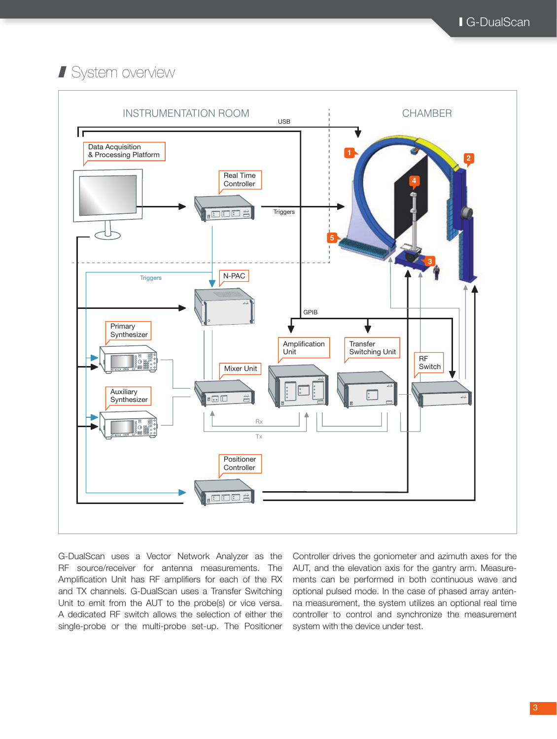## System overview

INSTRUMENTATION ROOM

CHAMBER

USB

Data Acquisition & Processing Platform

Real Time Controller

Triggers

Triggers

N-PAC

GPIB

Primary Synthesizer

Amplification Unit

Transfer Switching Unit

RF Switch

Mixer Unit

Auxiliary Synthesizer

Rx

Tx

Positioner Controller

1 2 3 4 5

G-DualScan uses a Vector Network Analyzer as the RF source/receiver for antenna measurements. The Amplification Unit has RF amplifiers for each of the RX and TX channels. G-DualScan uses a Transfer Switching Unit to emit from the AUT to the probe(s) or vice versa. A dedicated RF switch allows the selection of either the single-probe or the multi-probe set-up. The Positioner Controller drives the goniometer and azimuth axes for the AUT, and the elevation axis for the gantry arm. Measurements can be performed in both continuous wave and optional pulsed mode. In the case of phased array antenna measurement, the system utilizes an optional real time controller to control and synchronize the measurement system with the device under test.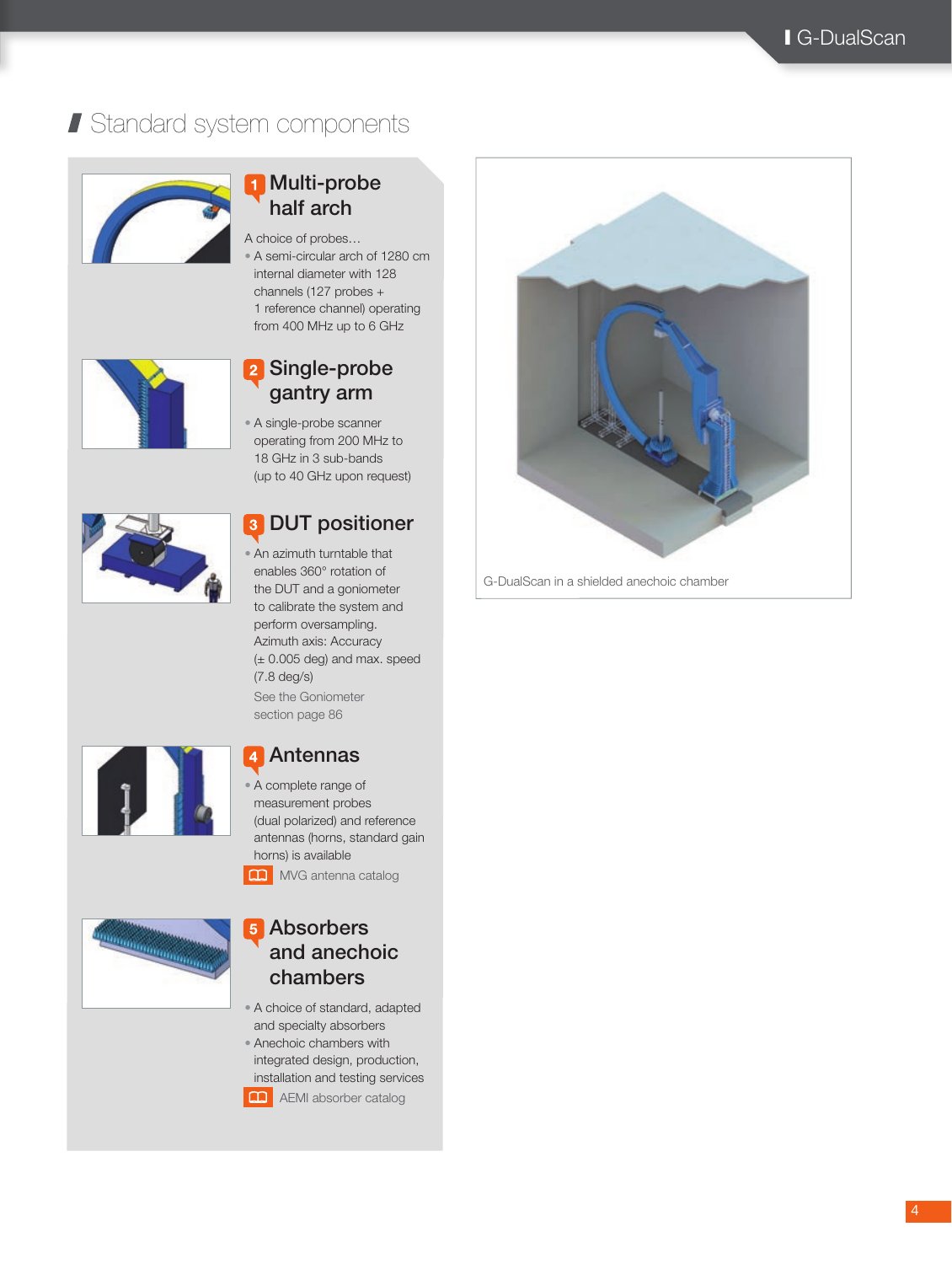## Standard system components

### 1 Multi-probe half arch

A choice of probes…

- A semi-circular arch of 1280 cm internal diameter with 128 channels (127 probes + 1 reference channel) operating from 400 MHz up to 6 GHz

### 2 Single-probe gantry arm

- A single-probe scanner operating from 200 MHz to 18 GHz in 3 sub-bands (up to 40 GHz upon request)

### 3 DUT positioner

- An azimuth turntable that enables 360° rotation of the DUT and a goniometer to calibrate the system and perform oversampling. Azimuth axis: Accuracy (± 0.005 deg) and max. speed (7.8 deg/s)

See the Goniometer section page 86

### 4 Antennas

- A complete range of measurement probes (dual polarized) and reference antennas (horns, standard gain horns) is available

MVG antenna catalog

### 5 Absorbers and anechoic chambers

- A choice of standard, adapted and specialty absorbers
- Anechoic chambers with integrated design, production, installation and testing services

AEMI absorber catalog

G-DualScan in a shielded anechoic chamber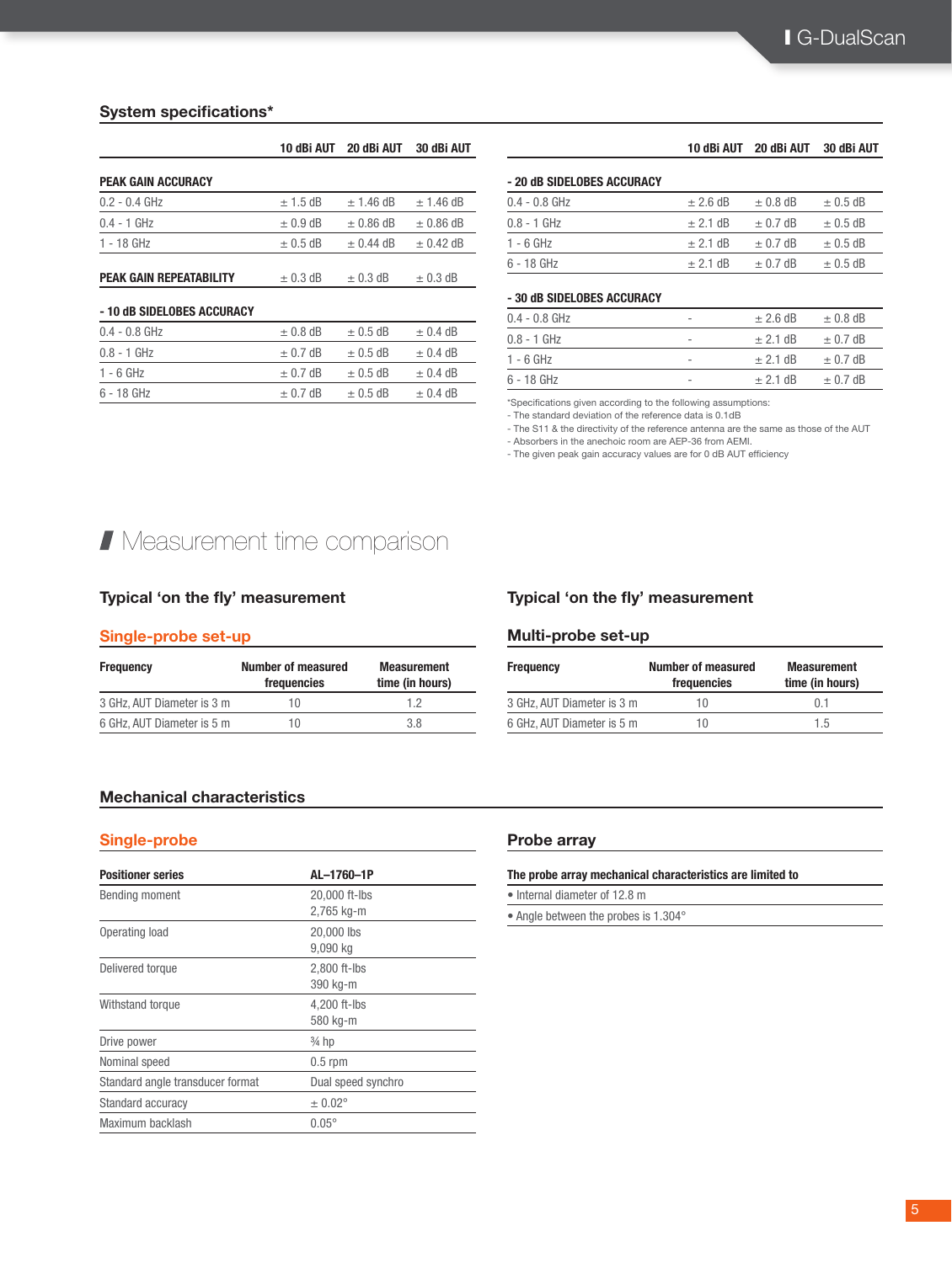## System specifications*

| | 10 dBi AUT | 20 dBi AUT | 30 dBi AUT |
|---|---|---|---|
| **PEAK GAIN ACCURACY** | | | |
| 0.2 - 0.4 GHz | ± 1.5 dB | ± 1.46 dB | ± 1.46 dB |
| 0.4 - 1 GHz | ± 0.9 dB | ± 0.86 dB | ± 0.86 dB |
| 1 - 18 GHz | ± 0.5 dB | ± 0.44 dB | ± 0.42 dB |
| **PEAK GAIN REPEATABILITY** | ± 0.3 dB | ± 0.3 dB | ± 0.3 dB |
| **- 10 dB SIDELOBES ACCURACY** | | | |
| 0.4 - 0.8 GHz | ± 0.8 dB | ± 0.5 dB | ± 0.4 dB |
| 0.8 - 1 GHz | ± 0.7 dB | ± 0.5 dB | ± 0.4 dB |
| 1 - 6 GHz | ± 0.7 dB | ± 0.5 dB | ± 0.4 dB |
| 6 - 18 GHz | ± 0.7 dB | ± 0.5 dB | ± 0.4 dB |

| | 10 dBi AUT | 20 dBi AUT | 30 dBi AUT |
|---|---|---|---|
| **- 20 dB SIDELOBES ACCURACY** | | | |
| 0.4 - 0.8 GHz | ± 2.6 dB | ± 0.8 dB | ± 0.5 dB |
| 0.8 - 1 GHz | ± 2.1 dB | ± 0.7 dB | ± 0.5 dB |
| 1 - 6 GHz | ± 2.1 dB | ± 0.7 dB | ± 0.5 dB |
| 6 - 18 GHz | ± 2.1 dB | ± 0.7 dB | ± 0.5 dB |
| **- 30 dB SIDELOBES ACCURACY** | | | |
| 0.4 - 0.8 GHz | - | ± 2.6 dB | ± 0.8 dB |
| 0.8 - 1 GHz | - | ± 2.1 dB | ± 0.7 dB |
| 1 - 6 GHz | - | ± 2.1 dB | ± 0.7 dB |
| 6 - 18 GHz | - | ± 2.1 dB | ± 0.7 dB |

*Specifications given according to the following assumptions:
- The standard deviation of the reference data is 0.1dB
- The S11 & the directivity of the reference antenna are the same as those of the AUT
- Absorbers in the anechoic room are AEP-36 from AEMI.
- The given peak gain accuracy values are for 0 dB AUT efficiency

# Measurement time comparison

### Typical 'on the fly' measurement

#### Single-probe set-up

| Frequency | Number of measured frequencies | Measurement time (in hours) |
|---|---|---|
| 3 GHz, AUT Diameter is 3 m | 10 | 1.2 |
| 6 GHz, AUT Diameter is 5 m | 10 | 3.8 |

### Typical 'on the fly' measurement

#### Multi-probe set-up

| Frequency | Number of measured frequencies | Measurement time (in hours) |
|---|---|---|
| 3 GHz, AUT Diameter is 3 m | 10 | 0.1 |
| 6 GHz, AUT Diameter is 5 m | 10 | 1.5 |

## Mechanical characteristics

### Single-probe

| Positioner series | AL–1760–1P |
|---|---|
| Bending moment | 20,000 ft-lbs<br>2,765 kg-m |
| Operating load | 20,000 lbs<br>9,090 kg |
| Delivered torque | 2,800 ft-lbs<br>390 kg-m |
| Withstand torque | 4,200 ft-lbs<br>580 kg-m |
| Drive power | ¾ hp |
| Nominal speed | 0.5 rpm |
| Standard angle transducer format | Dual speed synchro |
| Standard accuracy | ± 0.02° |
| Maximum backlash | 0.05° |

### Probe array

**The probe array mechanical characteristics are limited to**

- Internal diameter of 12.8 m
- Angle between the probes is 1.304°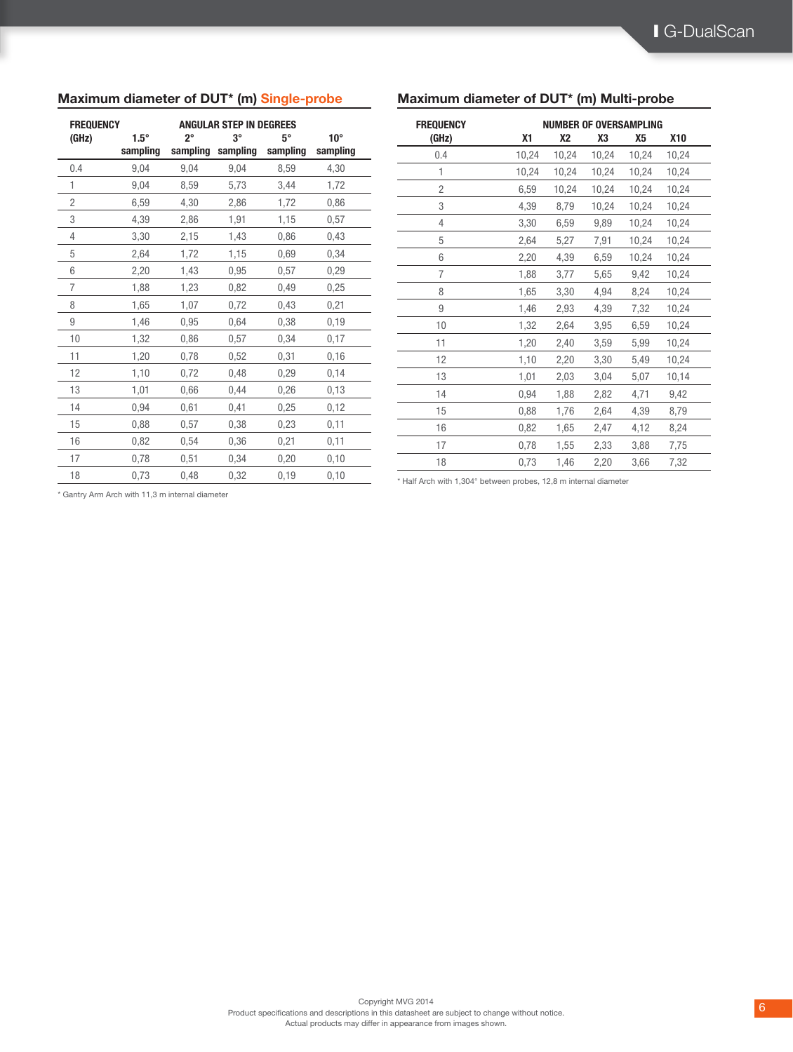## Maximum diameter of DUT* (m) Single-probe

| FREQUENCY (GHz) | ANGULAR STEP IN DEGREES | | | | |
|---|---|---|---|---|---|
| | 1.5° sampling | 2° sampling | 3° sampling | 5° sampling | 10° sampling |
| 0.4 | 9,04 | 9,04 | 9,04 | 8,59 | 4,30 |
| 1 | 9,04 | 8,59 | 5,73 | 3,44 | 1,72 |
| 2 | 6,59 | 4,30 | 2,86 | 1,72 | 0,86 |
| 3 | 4,39 | 2,86 | 1,91 | 1,15 | 0,57 |
| 4 | 3,30 | 2,15 | 1,43 | 0,86 | 0,43 |
| 5 | 2,64 | 1,72 | 1,15 | 0,69 | 0,34 |
| 6 | 2,20 | 1,43 | 0,95 | 0,57 | 0,29 |
| 7 | 1,88 | 1,23 | 0,82 | 0,49 | 0,25 |
| 8 | 1,65 | 1,07 | 0,72 | 0,43 | 0,21 |
| 9 | 1,46 | 0,95 | 0,64 | 0,38 | 0,19 |
| 10 | 1,32 | 0,86 | 0,57 | 0,34 | 0,17 |
| 11 | 1,20 | 0,78 | 0,52 | 0,31 | 0,16 |
| 12 | 1,10 | 0,72 | 0,48 | 0,29 | 0,14 |
| 13 | 1,01 | 0,66 | 0,44 | 0,26 | 0,13 |
| 14 | 0,94 | 0,61 | 0,41 | 0,25 | 0,12 |
| 15 | 0,88 | 0,57 | 0,38 | 0,23 | 0,11 |
| 16 | 0,82 | 0,54 | 0,36 | 0,21 | 0,11 |
| 17 | 0,78 | 0,51 | 0,34 | 0,20 | 0,10 |
| 18 | 0,73 | 0,48 | 0,32 | 0,19 | 0,10 |

* Gantry Arm Arch with 11,3 m internal diameter

## Maximum diameter of DUT* (m) Multi-probe

| FREQUENCY (GHz) | NUMBER OF OVERSAMPLING | | | | |
|---|---|---|---|---|---|
| | X1 | X2 | X3 | X5 | X10 |
| 0.4 | 10,24 | 10,24 | 10,24 | 10,24 | 10,24 |
| 1 | 10,24 | 10,24 | 10,24 | 10,24 | 10,24 |
| 2 | 6,59 | 10,24 | 10,24 | 10,24 | 10,24 |
| 3 | 4,39 | 8,79 | 10,24 | 10,24 | 10,24 |
| 4 | 3,30 | 6,59 | 9,89 | 10,24 | 10,24 |
| 5 | 2,64 | 5,27 | 7,91 | 10,24 | 10,24 |
| 6 | 2,20 | 4,39 | 6,59 | 10,24 | 10,24 |
| 7 | 1,88 | 3,77 | 5,65 | 9,42 | 10,24 |
| 8 | 1,65 | 3,30 | 4,94 | 8,24 | 10,24 |
| 9 | 1,46 | 2,93 | 4,39 | 7,32 | 10,24 |
| 10 | 1,32 | 2,64 | 3,95 | 6,59 | 10,24 |
| 11 | 1,20 | 2,40 | 3,59 | 5,99 | 10,24 |
| 12 | 1,10 | 2,20 | 3,30 | 5,49 | 10,24 |
| 13 | 1,01 | 2,03 | 3,04 | 5,07 | 10,14 |
| 14 | 0,94 | 1,88 | 2,82 | 4,71 | 9,42 |
| 15 | 0,88 | 1,76 | 2,64 | 4,39 | 8,79 |
| 16 | 0,82 | 1,65 | 2,47 | 4,12 | 8,24 |
| 17 | 0,78 | 1,55 | 2,33 | 3,88 | 7,75 |
| 18 | 0,73 | 1,46 | 2,20 | 3,66 | 7,32 |

* Half Arch with 1,304° between probes, 12,8 m internal diameter

Copyright MVG 2014
Product specifications and descriptions in this datasheet are subject to change without notice.
Actual products may differ in appearance from images shown.